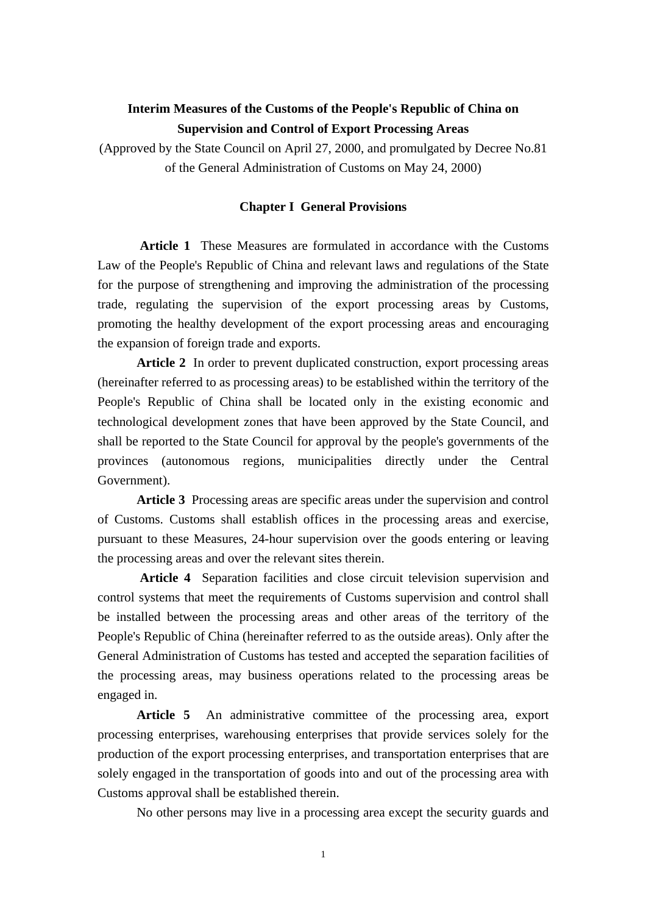# Interim Measures of the Customs of the People's Republic of China on Supervision and Control of Export Processing Areas

(Approved by the State Council on April 27, 2000, and promulgated by Decree No.81 of the General Administration of Customs on May 24, 2000)

## Chapter I General Provisions

**Article 1** These Measures are formulated in accordance with the Customs Law of the People's Republic of China and relevant laws and regulations of the State for the purpose of strengthening and improving the administration of the processing trade, regulating the supervision of the export processing areas by Customs, promoting the healthy development of the export processing areas and encouraging the expansion of foreign trade and exports.

**Article 2** In order to prevent duplicated construction, export processing areas (hereinafter referred to as processing areas) to be established within the territory of the People's Republic of China shall be located only in the existing economic and technological development zones that have been approved by the State Council, and shall be reported to the State Council for approval by the people's governments of the provinces (autonomous regions, municipalities directly under the Central Government).

**Article 3** Processing areas are specific areas under the supervision and control of Customs. Customs shall establish offices in the processing areas and exercise, pursuant to these Measures, 24-hour supervision over the goods entering or leaving the processing areas and over the relevant sites therein.

**Article 4** Separation facilities and close circuit television supervision and control systems that meet the requirements of Customs supervision and control shall be installed between the processing areas and other areas of the territory of the People's Republic of China (hereinafter referred to as the outside areas). Only after the General Administration of Customs has tested and accepted the separation facilities of the processing areas, may business operations related to the processing areas be engaged in.

**Article 5** An administrative committee of the processing area, export processing enterprises, warehousing enterprises that provide services solely for the production of the export processing enterprises, and transportation enterprises that are solely engaged in the transportation of goods into and out of the processing area with Customs approval shall be established therein.

No other persons may live in a processing area except the security guards and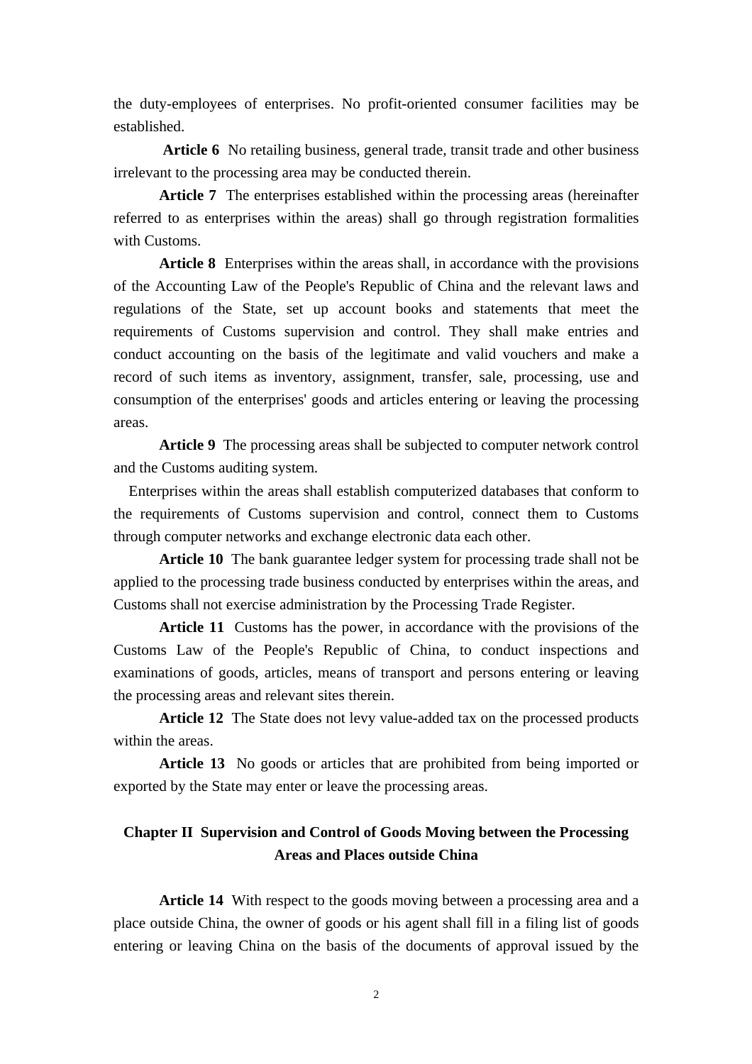the duty-employees of enterprises. No profit-oriented consumer facilities may be established.

**Article 6** No retailing business, general trade, transit trade and other business irrelevant to the processing area may be conducted therein.

**Article 7** The enterprises established within the processing areas (hereinafter referred to as enterprises within the areas) shall go through registration formalities with Customs.

**Article 8** Enterprises within the areas shall, in accordance with the provisions of the Accounting Law of the People's Republic of China and the relevant laws and regulations of the State, set up account books and statements that meet the requirements of Customs supervision and control. They shall make entries and conduct accounting on the basis of the legitimate and valid vouchers and make a record of such items as inventory, assignment, transfer, sale, processing, use and consumption of the enterprises' goods and articles entering or leaving the processing areas.

**Article 9** The processing areas shall be subjected to computer network control and the Customs auditing system.

Enterprises within the areas shall establish computerized databases that conform to the requirements of Customs supervision and control, connect them to Customs through computer networks and exchange electronic data each other.

**Article 10** The bank guarantee ledger system for processing trade shall not be applied to the processing trade business conducted by enterprises within the areas, and Customs shall not exercise administration by the Processing Trade Register.

**Article 11** Customs has the power, in accordance with the provisions of the Customs Law of the People's Republic of China, to conduct inspections and examinations of goods, articles, means of transport and persons entering or leaving the processing areas and relevant sites therein.

**Article 12** The State does not levy value-added tax on the processed products within the areas.

**Article 13** No goods or articles that are prohibited from being imported or exported by the State may enter or leave the processing areas.

## Chapter II Supervision and Control of Goods Moving between the Processing Areas and Places outside China

**Article 14** With respect to the goods moving between a processing area and a place outside China, the owner of goods or his agent shall fill in a filing list of goods entering or leaving China on the basis of the documents of approval issued by the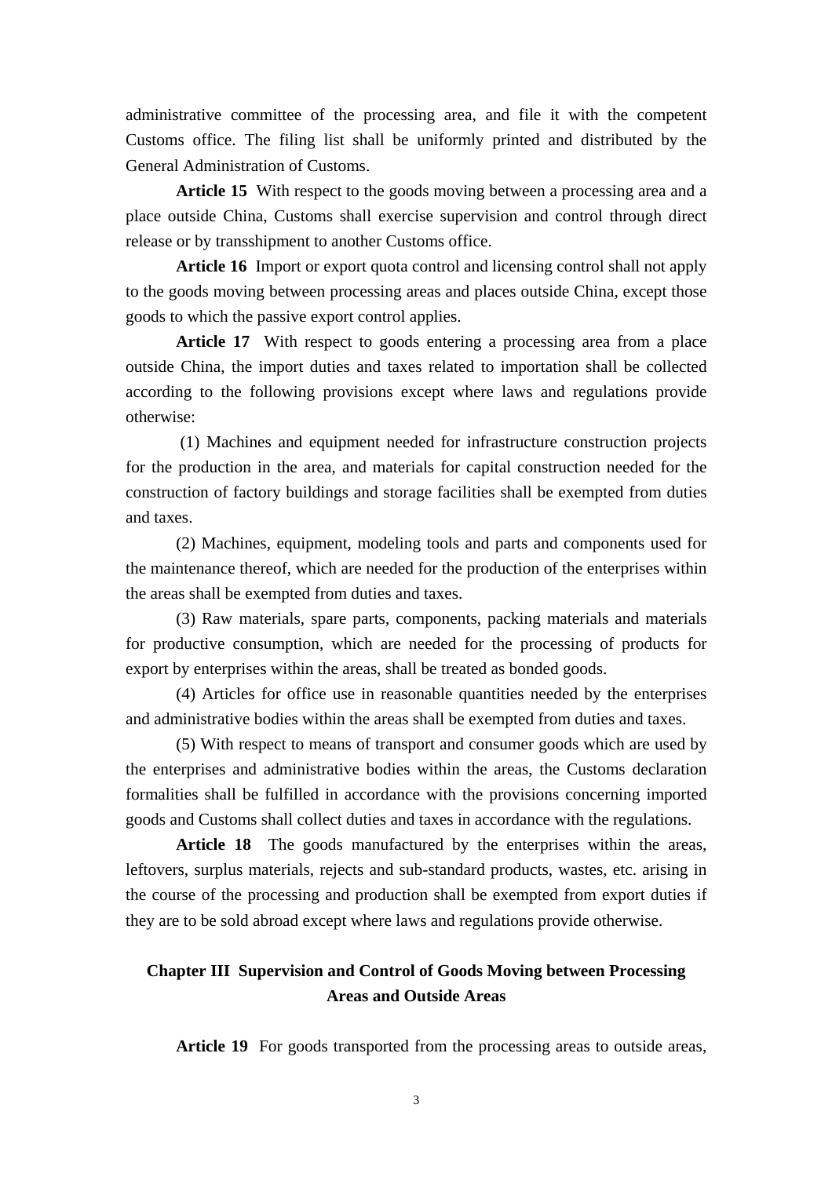administrative committee of the processing area, and file it with the competent Customs office. The filing list shall be uniformly printed and distributed by the General Administration of Customs.

**Article 15** With respect to the goods moving between a processing area and a place outside China, Customs shall exercise supervision and control through direct release or by transshipment to another Customs office.

**Article 16** Import or export quota control and licensing control shall not apply to the goods moving between processing areas and places outside China, except those goods to which the passive export control applies.

**Article 17** With respect to goods entering a processing area from a place outside China, the import duties and taxes related to importation shall be collected according to the following provisions except where laws and regulations provide otherwise:

(1) Machines and equipment needed for infrastructure construction projects for the production in the area, and materials for capital construction needed for the construction of factory buildings and storage facilities shall be exempted from duties and taxes.

(2) Machines, equipment, modeling tools and parts and components used for the maintenance thereof, which are needed for the production of the enterprises within the areas shall be exempted from duties and taxes.

(3) Raw materials, spare parts, components, packing materials and materials for productive consumption, which are needed for the processing of products for export by enterprises within the areas, shall be treated as bonded goods.

(4) Articles for office use in reasonable quantities needed by the enterprises and administrative bodies within the areas shall be exempted from duties and taxes.

(5) With respect to means of transport and consumer goods which are used by the enterprises and administrative bodies within the areas, the Customs declaration formalities shall be fulfilled in accordance with the provisions concerning imported goods and Customs shall collect duties and taxes in accordance with the regulations.

**Article 18** The goods manufactured by the enterprises within the areas, leftovers, surplus materials, rejects and sub-standard products, wastes, etc. arising in the course of the processing and production shall be exempted from export duties if they are to be sold abroad except where laws and regulations provide otherwise.

## Chapter III Supervision and Control of Goods Moving between Processing Areas and Outside Areas

**Article 19** For goods transported from the processing areas to outside areas,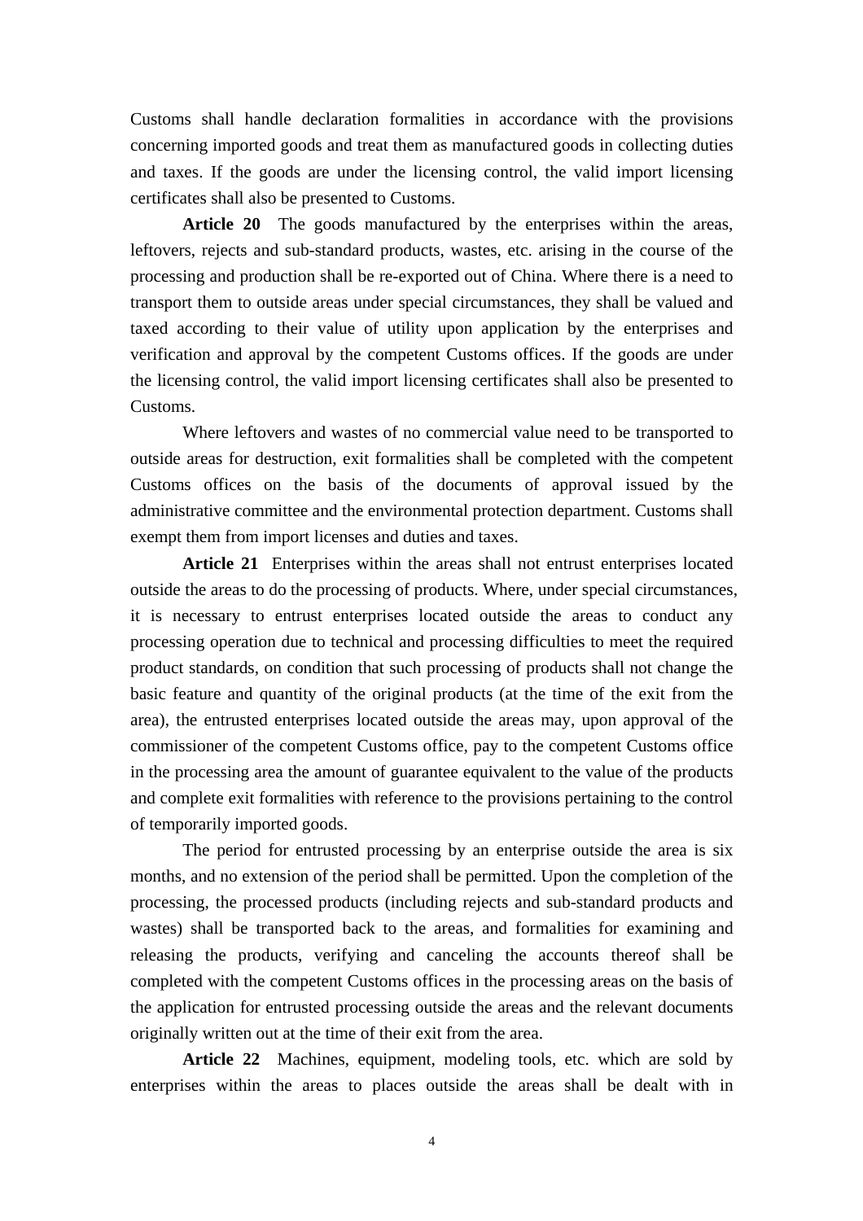Customs shall handle declaration formalities in accordance with the provisions concerning imported goods and treat them as manufactured goods in collecting duties and taxes. If the goods are under the licensing control, the valid import licensing certificates shall also be presented to Customs.

**Article 20** The goods manufactured by the enterprises within the areas, leftovers, rejects and sub-standard products, wastes, etc. arising in the course of the processing and production shall be re-exported out of China. Where there is a need to transport them to outside areas under special circumstances, they shall be valued and taxed according to their value of utility upon application by the enterprises and verification and approval by the competent Customs offices. If the goods are under the licensing control, the valid import licensing certificates shall also be presented to Customs.

Where leftovers and wastes of no commercial value need to be transported to outside areas for destruction, exit formalities shall be completed with the competent Customs offices on the basis of the documents of approval issued by the administrative committee and the environmental protection department. Customs shall exempt them from import licenses and duties and taxes.

**Article 21** Enterprises within the areas shall not entrust enterprises located outside the areas to do the processing of products. Where, under special circumstances, it is necessary to entrust enterprises located outside the areas to conduct any processing operation due to technical and processing difficulties to meet the required product standards, on condition that such processing of products shall not change the basic feature and quantity of the original products (at the time of the exit from the area), the entrusted enterprises located outside the areas may, upon approval of the commissioner of the competent Customs office, pay to the competent Customs office in the processing area the amount of guarantee equivalent to the value of the products and complete exit formalities with reference to the provisions pertaining to the control of temporarily imported goods.

The period for entrusted processing by an enterprise outside the area is six months, and no extension of the period shall be permitted. Upon the completion of the processing, the processed products (including rejects and sub-standard products and wastes) shall be transported back to the areas, and formalities for examining and releasing the products, verifying and canceling the accounts thereof shall be completed with the competent Customs offices in the processing areas on the basis of the application for entrusted processing outside the areas and the relevant documents originally written out at the time of their exit from the area.

**Article 22** Machines, equipment, modeling tools, etc. which are sold by enterprises within the areas to places outside the areas shall be dealt with in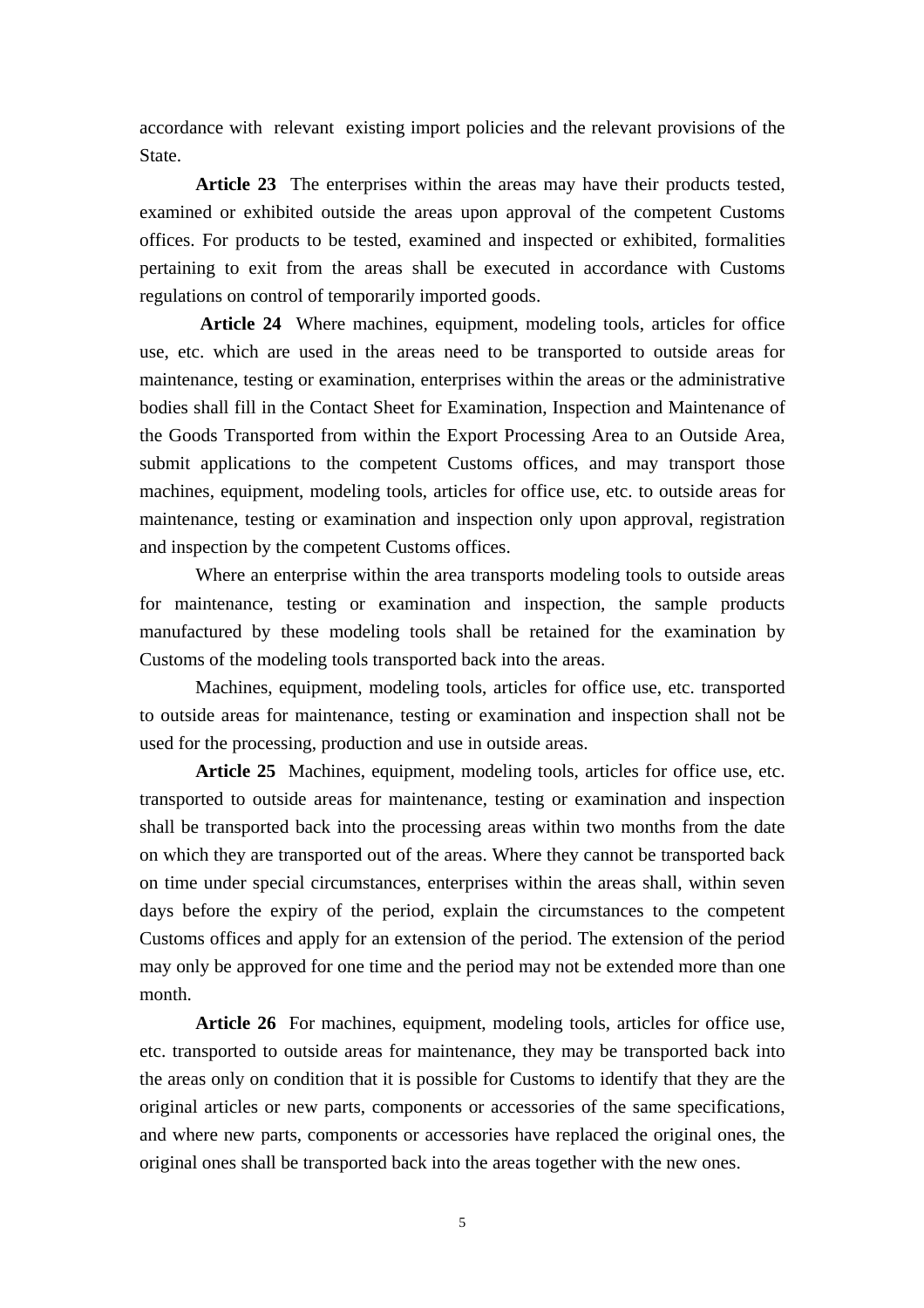accordance with relevant existing import policies and the relevant provisions of the State.

**Article 23** The enterprises within the areas may have their products tested, examined or exhibited outside the areas upon approval of the competent Customs offices. For products to be tested, examined and inspected or exhibited, formalities pertaining to exit from the areas shall be executed in accordance with Customs regulations on control of temporarily imported goods.

**Article 24** Where machines, equipment, modeling tools, articles for office use, etc. which are used in the areas need to be transported to outside areas for maintenance, testing or examination, enterprises within the areas or the administrative bodies shall fill in the Contact Sheet for Examination, Inspection and Maintenance of the Goods Transported from within the Export Processing Area to an Outside Area, submit applications to the competent Customs offices, and may transport those machines, equipment, modeling tools, articles for office use, etc. to outside areas for maintenance, testing or examination and inspection only upon approval, registration and inspection by the competent Customs offices.

Where an enterprise within the area transports modeling tools to outside areas for maintenance, testing or examination and inspection, the sample products manufactured by these modeling tools shall be retained for the examination by Customs of the modeling tools transported back into the areas.

Machines, equipment, modeling tools, articles for office use, etc. transported to outside areas for maintenance, testing or examination and inspection shall not be used for the processing, production and use in outside areas.

**Article 25** Machines, equipment, modeling tools, articles for office use, etc. transported to outside areas for maintenance, testing or examination and inspection shall be transported back into the processing areas within two months from the date on which they are transported out of the areas. Where they cannot be transported back on time under special circumstances, enterprises within the areas shall, within seven days before the expiry of the period, explain the circumstances to the competent Customs offices and apply for an extension of the period. The extension of the period may only be approved for one time and the period may not be extended more than one month.

**Article 26** For machines, equipment, modeling tools, articles for office use, etc. transported to outside areas for maintenance, they may be transported back into the areas only on condition that it is possible for Customs to identify that they are the original articles or new parts, components or accessories of the same specifications, and where new parts, components or accessories have replaced the original ones, the original ones shall be transported back into the areas together with the new ones.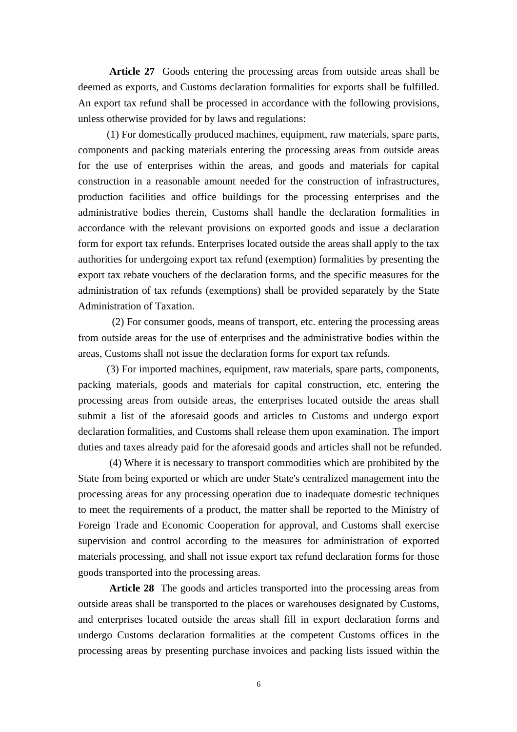**Article 27** Goods entering the processing areas from outside areas shall be deemed as exports, and Customs declaration formalities for exports shall be fulfilled. An export tax refund shall be processed in accordance with the following provisions, unless otherwise provided for by laws and regulations:

(1) For domestically produced machines, equipment, raw materials, spare parts, components and packing materials entering the processing areas from outside areas for the use of enterprises within the areas, and goods and materials for capital construction in a reasonable amount needed for the construction of infrastructures, production facilities and office buildings for the processing enterprises and the administrative bodies therein, Customs shall handle the declaration formalities in accordance with the relevant provisions on exported goods and issue a declaration form for export tax refunds. Enterprises located outside the areas shall apply to the tax authorities for undergoing export tax refund (exemption) formalities by presenting the export tax rebate vouchers of the declaration forms, and the specific measures for the administration of tax refunds (exemptions) shall be provided separately by the State Administration of Taxation.

(2) For consumer goods, means of transport, etc. entering the processing areas from outside areas for the use of enterprises and the administrative bodies within the areas, Customs shall not issue the declaration forms for export tax refunds.

(3) For imported machines, equipment, raw materials, spare parts, components, packing materials, goods and materials for capital construction, etc. entering the processing areas from outside areas, the enterprises located outside the areas shall submit a list of the aforesaid goods and articles to Customs and undergo export declaration formalities, and Customs shall release them upon examination. The import duties and taxes already paid for the aforesaid goods and articles shall not be refunded.

(4) Where it is necessary to transport commodities which are prohibited by the State from being exported or which are under State's centralized management into the processing areas for any processing operation due to inadequate domestic techniques to meet the requirements of a product, the matter shall be reported to the Ministry of Foreign Trade and Economic Cooperation for approval, and Customs shall exercise supervision and control according to the measures for administration of exported materials processing, and shall not issue export tax refund declaration forms for those goods transported into the processing areas.

**Article 28** The goods and articles transported into the processing areas from outside areas shall be transported to the places or warehouses designated by Customs, and enterprises located outside the areas shall fill in export declaration forms and undergo Customs declaration formalities at the competent Customs offices in the processing areas by presenting purchase invoices and packing lists issued within the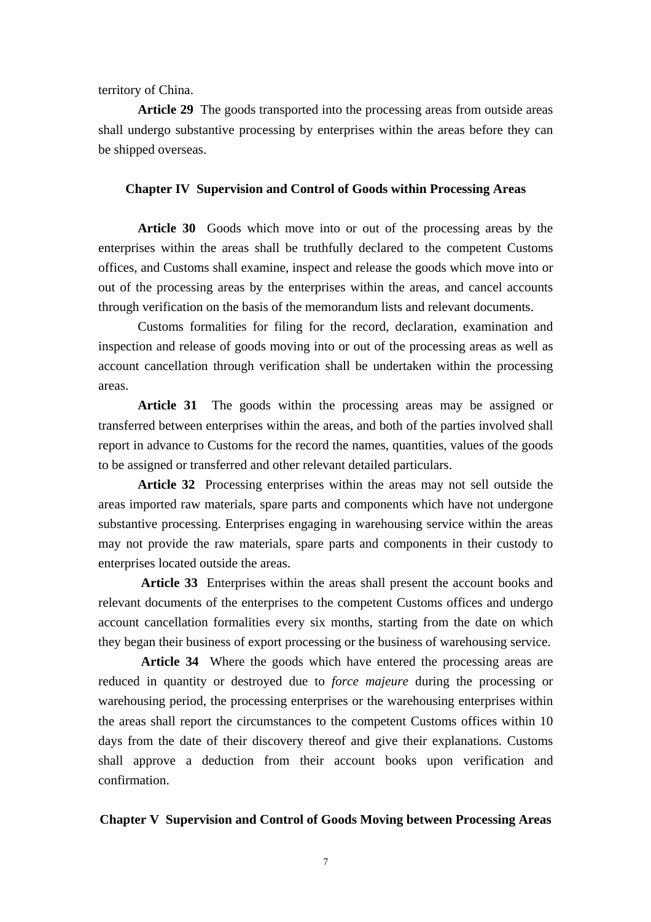territory of China.

**Article 29** The goods transported into the processing areas from outside areas shall undergo substantive processing by enterprises within the areas before they can be shipped overseas.

## Chapter IV Supervision and Control of Goods within Processing Areas

**Article 30** Goods which move into or out of the processing areas by the enterprises within the areas shall be truthfully declared to the competent Customs offices, and Customs shall examine, inspect and release the goods which move into or out of the processing areas by the enterprises within the areas, and cancel accounts through verification on the basis of the memorandum lists and relevant documents.

Customs formalities for filing for the record, declaration, examination and inspection and release of goods moving into or out of the processing areas as well as account cancellation through verification shall be undertaken within the processing areas.

**Article 31** The goods within the processing areas may be assigned or transferred between enterprises within the areas, and both of the parties involved shall report in advance to Customs for the record the names, quantities, values of the goods to be assigned or transferred and other relevant detailed particulars.

**Article 32** Processing enterprises within the areas may not sell outside the areas imported raw materials, spare parts and components which have not undergone substantive processing. Enterprises engaging in warehousing service within the areas may not provide the raw materials, spare parts and components in their custody to enterprises located outside the areas.

**Article 33** Enterprises within the areas shall present the account books and relevant documents of the enterprises to the competent Customs offices and undergo account cancellation formalities every six months, starting from the date on which they began their business of export processing or the business of warehousing service.

**Article 34** Where the goods which have entered the processing areas are reduced in quantity or destroyed due to *force majeure* during the processing or warehousing period, the processing enterprises or the warehousing enterprises within the areas shall report the circumstances to the competent Customs offices within 10 days from the date of their discovery thereof and give their explanations. Customs shall approve a deduction from their account books upon verification and confirmation.

## Chapter V Supervision and Control of Goods Moving between Processing Areas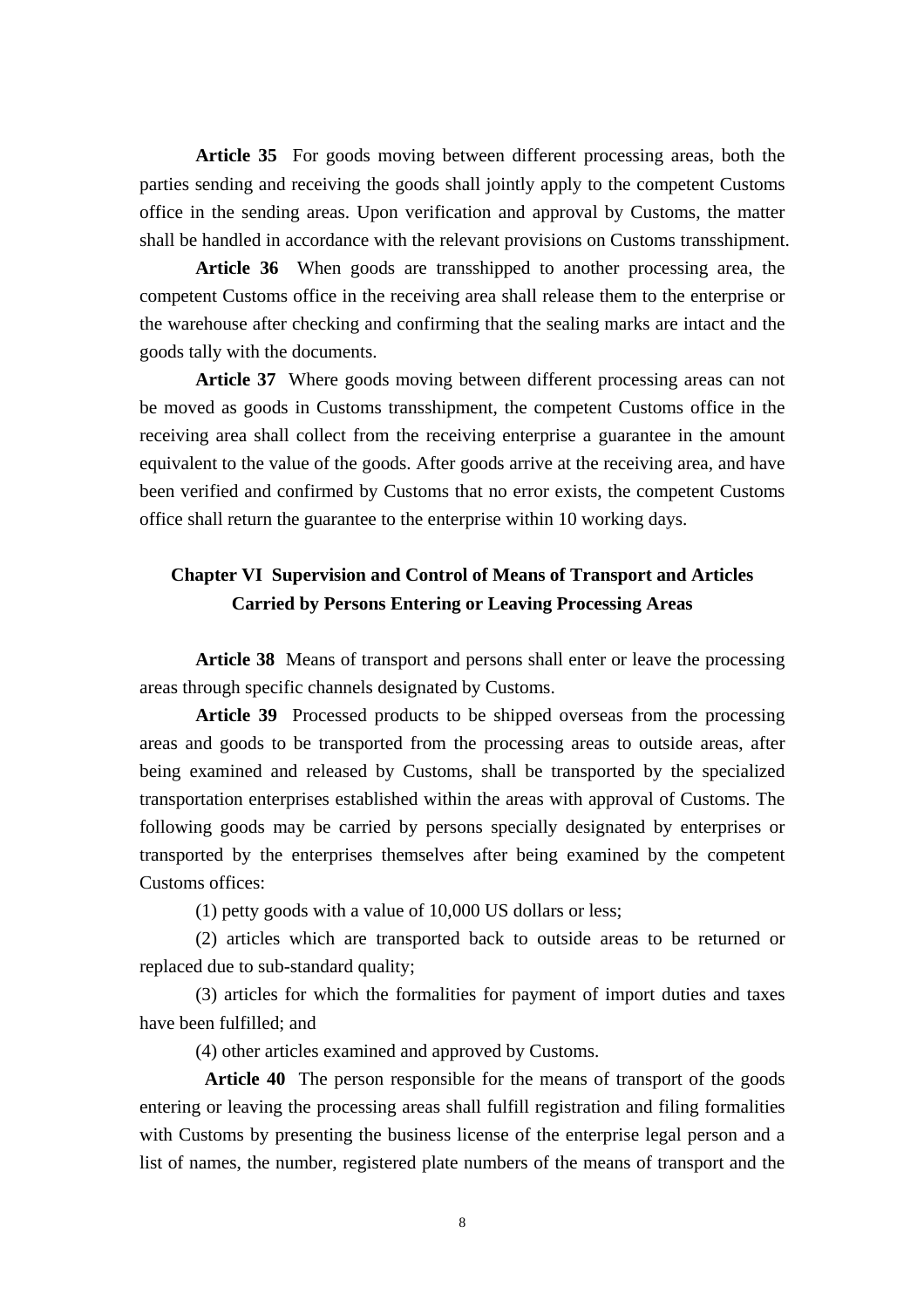**Article 35** For goods moving between different processing areas, both the parties sending and receiving the goods shall jointly apply to the competent Customs office in the sending areas. Upon verification and approval by Customs, the matter shall be handled in accordance with the relevant provisions on Customs transshipment.

**Article 36** When goods are transshipped to another processing area, the competent Customs office in the receiving area shall release them to the enterprise or the warehouse after checking and confirming that the sealing marks are intact and the goods tally with the documents.

**Article 37** Where goods moving between different processing areas can not be moved as goods in Customs transshipment, the competent Customs office in the receiving area shall collect from the receiving enterprise a guarantee in the amount equivalent to the value of the goods. After goods arrive at the receiving area, and have been verified and confirmed by Customs that no error exists, the competent Customs office shall return the guarantee to the enterprise within 10 working days.

## Chapter VI Supervision and Control of Means of Transport and Articles Carried by Persons Entering or Leaving Processing Areas

**Article 38** Means of transport and persons shall enter or leave the processing areas through specific channels designated by Customs.

**Article 39** Processed products to be shipped overseas from the processing areas and goods to be transported from the processing areas to outside areas, after being examined and released by Customs, shall be transported by the specialized transportation enterprises established within the areas with approval of Customs. The following goods may be carried by persons specially designated by enterprises or transported by the enterprises themselves after being examined by the competent Customs offices:

(1) petty goods with a value of 10,000 US dollars or less;

(2) articles which are transported back to outside areas to be returned or replaced due to sub-standard quality;

(3) articles for which the formalities for payment of import duties and taxes have been fulfilled; and

(4) other articles examined and approved by Customs.

**Article 40** The person responsible for the means of transport of the goods entering or leaving the processing areas shall fulfill registration and filing formalities with Customs by presenting the business license of the enterprise legal person and a list of names, the number, registered plate numbers of the means of transport and the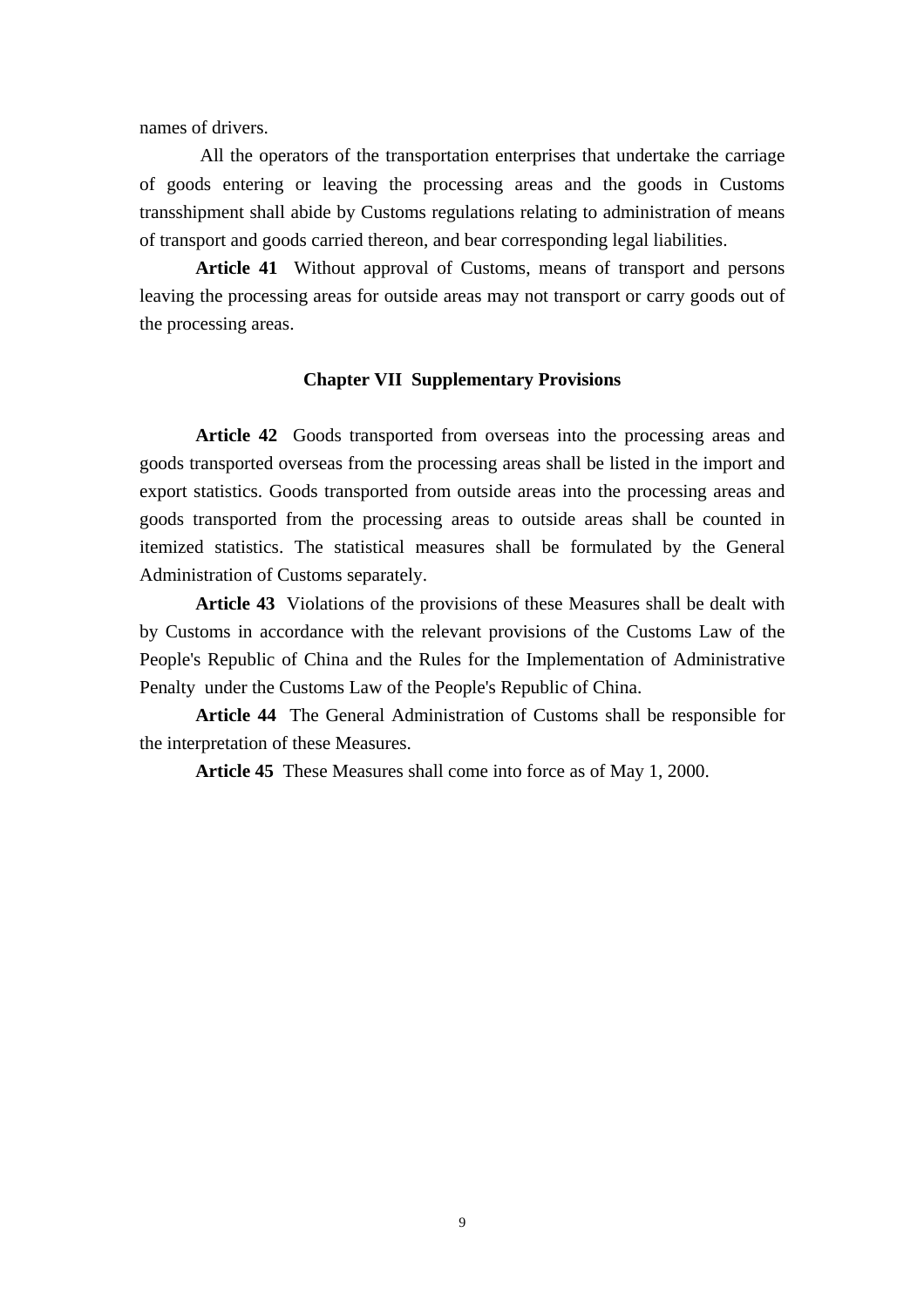names of drivers.

All the operators of the transportation enterprises that undertake the carriage of goods entering or leaving the processing areas and the goods in Customs transshipment shall abide by Customs regulations relating to administration of means of transport and goods carried thereon, and bear corresponding legal liabilities.

**Article 41** Without approval of Customs, means of transport and persons leaving the processing areas for outside areas may not transport or carry goods out of the processing areas.

## Chapter VII Supplementary Provisions

**Article 42** Goods transported from overseas into the processing areas and goods transported overseas from the processing areas shall be listed in the import and export statistics. Goods transported from outside areas into the processing areas and goods transported from the processing areas to outside areas shall be counted in itemized statistics. The statistical measures shall be formulated by the General Administration of Customs separately.

**Article 43** Violations of the provisions of these Measures shall be dealt with by Customs in accordance with the relevant provisions of the Customs Law of the People's Republic of China and the Rules for the Implementation of Administrative Penalty under the Customs Law of the People's Republic of China.

**Article 44** The General Administration of Customs shall be responsible for the interpretation of these Measures.

**Article 45** These Measures shall come into force as of May 1, 2000.